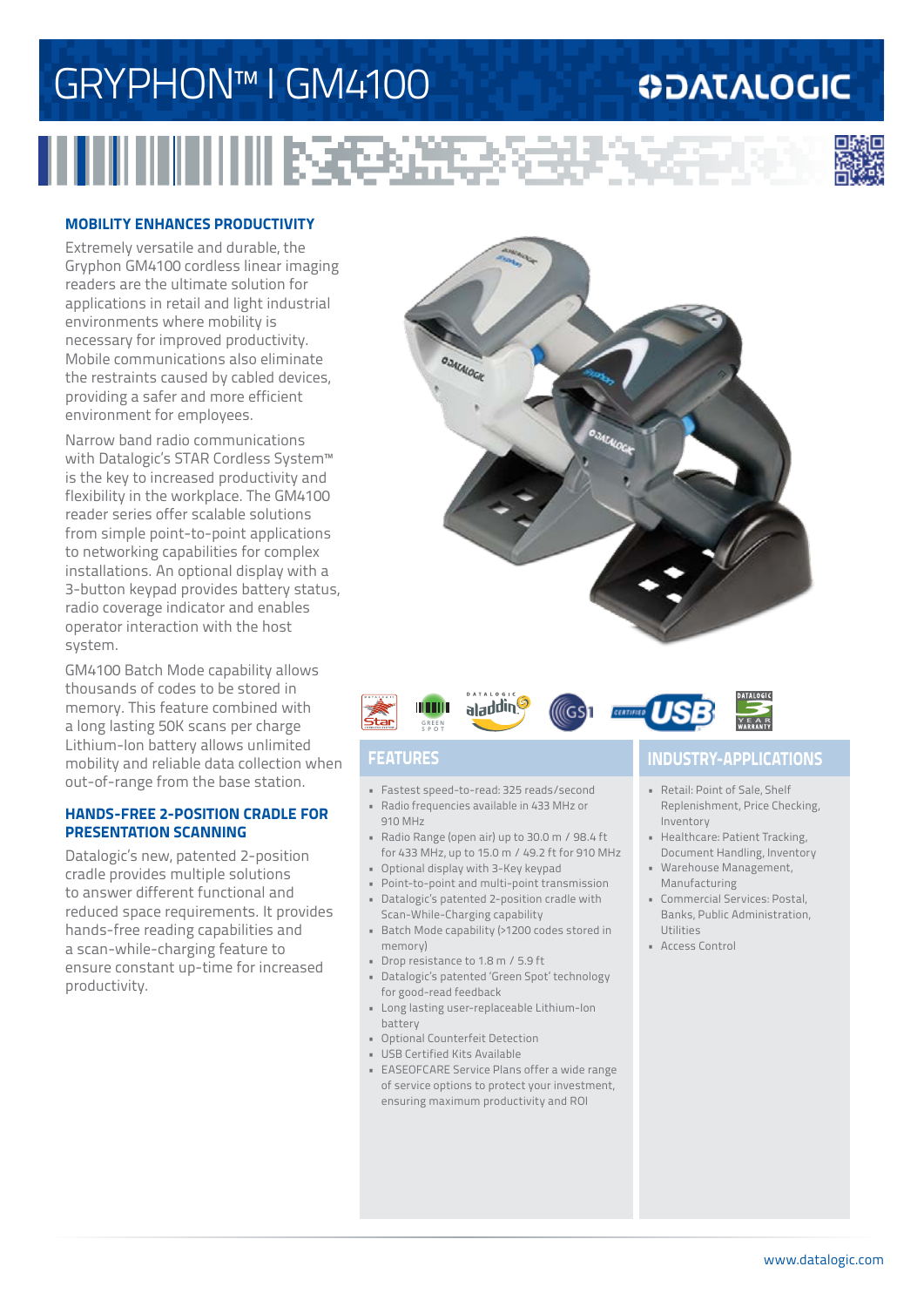# GRYPHON™ I GM4100

## MOBILITY ENHANCES PRODUCTIVITY

Extremely versatile and durable, the Gryphon GM4100 cordless linear imaging readers are the ultimate solution for applications in retail and light industrial environments where mobility is necessary for improved productivity. Mobile communications also eliminate the restraints caused by cabled devices, providing a safer and more efficient environment for employees.

Narrow band radio communications with Datalogic's STAR Cordless System™ is the key to increased productivity and flexibility in the workplace. The GM4100 reader series offer scalable solutions from simple point-to-point applications to networking capabilities for complex installations. An optional display with a 3-button keypad provides battery status, radio coverage indicator and enables operator interaction with the host system.

GM4100 Batch Mode capability allows thousands of codes to be stored in memory. This feature combined with a long lasting 50K scans per charge Lithium-Ion battery allows unlimited mobility and reliable data collection when out-of-range from the base station.

## HANDS-FREE 2-POSITION CRADLE FOR PRESENTATION SCANNING

Datalogic's new, patented 2-position cradle provides multiple solutions to answer different functional and reduced space requirements. It provides hands-free reading capabilities and a scan-while-charging feature to ensure constant up-time for increased productivity.

## FEATURES

- Fastest speed-to-read: 325 reads/second
- Radio frequencies available in 433 MHz or 910 MHz
- Radio Range (open air) up to 30.0 m / 98.4 ft for 433 MHz, up to 15.0 m / 49.2 ft for 910 MHz
- Optional display with 3-Key keypad
- Point-to-point and multi-point transmission
- Datalogic's patented 2-position cradle with Scan-While-Charging capability
- Batch Mode capability (>1200 codes stored in memory)
- Drop resistance to 1.8 m / 5.9 ft
- Datalogic's patented 'Green Spot' technology for good-read feedback
- Long lasting user-replaceable Lithium-Ion battery
- Optional Counterfeit Detection
- USB Certified Kits Available
- EASEOFCARE Service Plans offer a wide range of service options to protect your investment, ensuring maximum productivity and ROI

## INDUSTRY-APPLICATIONS

- Retail: Point of Sale, Shelf Replenishment, Price Checking, Inventory
- Healthcare: Patient Tracking, Document Handling, Inventory
- Warehouse Management, Manufacturing
- Commercial Services: Postal, Banks, Public Administration, Utilities
- Access Control

www.datalogic.com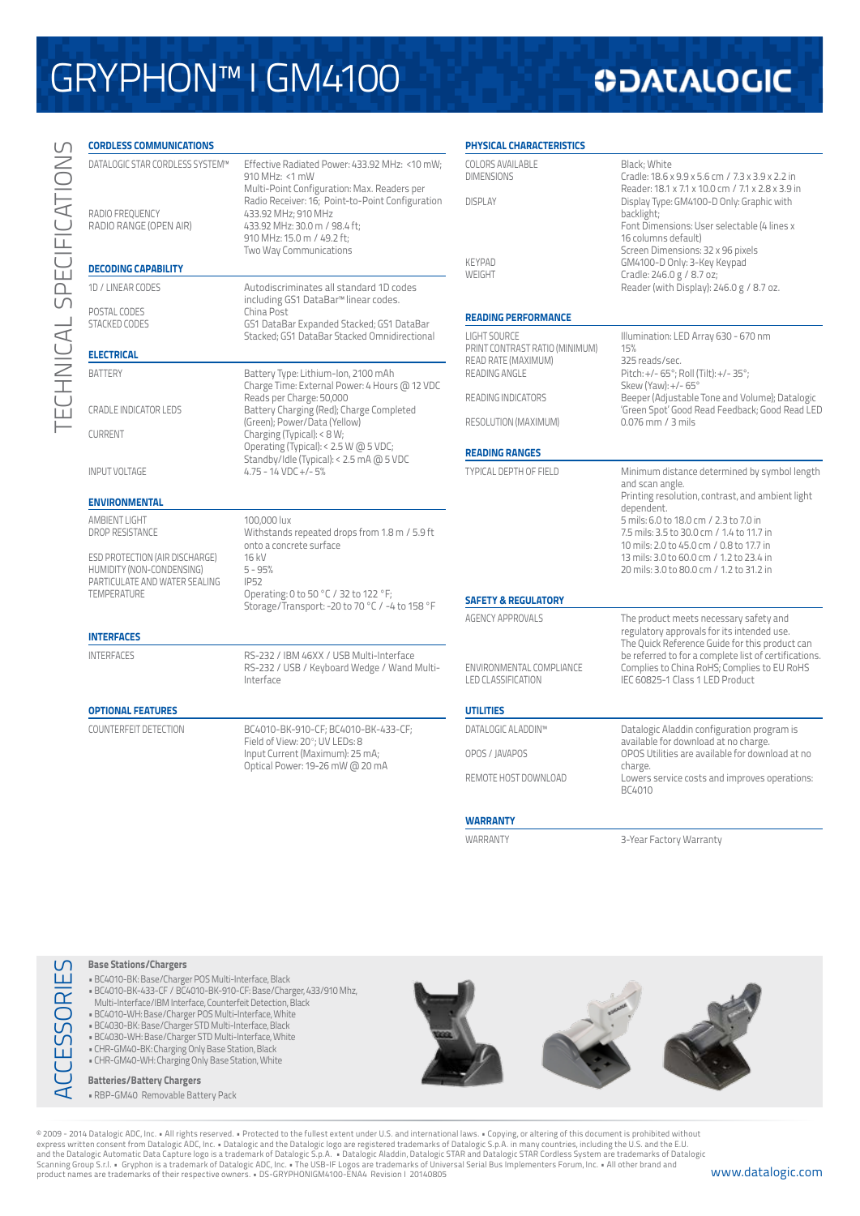# GRYPHON™ I GM4100

## TECHNICAL SPECIFICATIONS

### CORDLESS COMMUNICATIONS

| | |
|---|---|
| DATALOGIC STAR CORDLESS SYSTEM™ | Effective Radiated Power: 433.92 MHz: <10 mW; 910 MHz: <1 mW<br>Multi-Point Configuration: Max. Readers per Radio Receiver: 16; Point-to-Point Configuration |
| RADIO FREQUENCY | 433.92 MHz; 910 MHz |
| RADIO RANGE (OPEN AIR) | 433.92 MHz: 30.0 m / 98.4 ft;<br>910 MHz: 15.0 m / 49.2 ft;<br>Two Way Communications |

### DECODING CAPABILITY

| | |
|---|---|
| 1D / LINEAR CODES | Autodiscriminates all standard 1D codes including GS1 DataBar™ linear codes. |
| POSTAL CODES | China Post |
| STACKED CODES | GS1 DataBar Expanded Stacked; GS1 DataBar Stacked; GS1 DataBar Stacked Omnidirectional |

### ELECTRICAL

| | |
|---|---|
| BATTERY | Battery Type: Lithium-Ion, 2100 mAh<br>Charge Time: External Power: 4 Hours @ 12 VDC<br>Reads per Charge: 50,000 |
| CRADLE INDICATOR LEDS | Battery Charging (Red); Charge Completed (Green); Power/Data (Yellow) |
| CURRENT | Charging (Typical): < 8 W;<br>Operating (Typical): < 2.5 W @ 5 VDC;<br>Standby/Idle (Typical): < 2.5 mA @ 5 VDC |
| INPUT VOLTAGE | 4.75 - 14 VDC +/- 5% |

### ENVIRONMENTAL

| | |
|---|---|
| AMBIENT LIGHT | 100,000 lux |
| DROP RESISTANCE | Withstands repeated drops from 1.8 m / 5.9 ft onto a concrete surface |
| ESD PROTECTION (AIR DISCHARGE) | 16 kV |
| HUMIDITY (NON-CONDENSING) | 5 - 95% |
| PARTICULATE AND WATER SEALING | IP52 |
| TEMPERATURE | Operating: 0 to 50 °C / 32 to 122 °F;<br>Storage/Transport: -20 to 70 °C / -4 to 158 °F |

### INTERFACES

| | |
|---|---|
| INTERFACES | RS-232 / IBM 46XX / USB Multi-Interface<br>RS-232 / USB / Keyboard Wedge / Wand Multi-Interface |

### OPTIONAL FEATURES

| | |
|---|---|
| COUNTERFEIT DETECTION | BC4010-BK-910-CF; BC4010-BK-433-CF;<br>Field of View: 20°; UV LEDs: 8<br>Input Current (Maximum): 25 mA;<br>Optical Power: 19-26 mW @ 20 mA |

### PHYSICAL CHARACTERISTICS

| | |
|---|---|
| COLORS AVAILABLE | Black; White |
| DIMENSIONS | Cradle: 18.6 x 9.9 x 5.6 cm / 7.3 x 3.9 x 2.2 in<br>Reader: 18.1 x 7.1 x 10.0 cm / 7.1 x 2.8 x 3.9 in |
| DISPLAY | Display Type: GM4100-D Only: Graphic with backlight;<br>Font Dimensions: User selectable (4 lines x 16 columns default)<br>Screen Dimensions: 32 x 96 pixels |
| KEYPAD | GM4100-D Only: 3-Key Keypad |
| WEIGHT | Cradle: 246.0 g / 8.7 oz;<br>Reader (with Display): 246.0 g / 8.7 oz. |

### READING PERFORMANCE

| | |
|---|---|
| LIGHT SOURCE | Illumination: LED Array 630 - 670 nm |
| PRINT CONTRAST RATIO (MINIMUM) | 15% |
| READ RATE (MAXIMUM) | 325 reads/sec. |
| READING ANGLE | Pitch: +/- 65°; Roll (Tilt): +/- 35°;<br>Skew (Yaw): +/- 65° |
| READING INDICATORS | Beeper (Adjustable Tone and Volume); Datalogic 'Green Spot' Good Read Feedback; Good Read LED |
| RESOLUTION (MAXIMUM) | 0.076 mm / 3 mils |

### READING RANGES

| | |
|---|---|
| TYPICAL DEPTH OF FIELD | Minimum distance determined by symbol length and scan angle.<br>Printing resolution, contrast, and ambient light dependent.<br>5 mils: 6.0 to 18.0 cm / 2.3 to 7.0 in<br>7.5 mils: 3.5 to 30.0 cm / 1.4 to 11.7 in<br>10 mils: 2.0 to 45.0 cm / 0.8 to 17.7 in<br>13 mils: 3.0 to 60.0 cm / 1.2 to 23.4 in<br>20 mils: 3.0 to 80.0 cm / 1.2 to 31.2 in |

### SAFETY & REGULATORY

| | |
|---|---|
| AGENCY APPROVALS | The product meets necessary safety and regulatory approvals for its intended use.<br>The Quick Reference Guide for this product can be referred to for a complete list of certifications. |
| ENVIRONMENTAL COMPLIANCE | Complies to China RoHS; Complies to EU RoHS |
| LED CLASSIFICATION | IEC 60825-1 Class 1 LED Product |

### UTILITIES

| | |
|---|---|
| DATALOGIC ALADDIN™ | Datalogic Aladdin configuration program is available for download at no charge. |
| OPOS / JAVAPOS | OPOS Utilities are available for download at no charge. |
| REMOTE HOST DOWNLOAD | Lowers service costs and improves operations: BC4010 |

### WARRANTY

| | |
|---|---|
| WARRANTY | 3-Year Factory Warranty |

## ACCESSORIES

**Base Stations/Chargers**

- BC4010-BK: Base/Charger POS Multi-Interface, Black
- BC4010-BK-433-CF / BC4010-BK-910-CF: Base/Charger, 433/910 Mhz, Multi-Interface/IBM Interface, Counterfeit Detection, Black
- BC4010-WH: Base/Charger POS Multi-Interface, White
- BC4030-BK: Base/Charger STD Multi-Interface, Black
- BC4030-WH: Base/Charger STD Multi-Interface, White
- CHR-GM40-BK: Charging Only Base Station, Black
- CHR-GM40-WH: Charging Only Base Station, White

**Batteries/Battery Chargers**

- RBP-GM40 Removable Battery Pack

© 2009 - 2014 Datalogic ADC, Inc. • All rights reserved. • Protected to the fullest extent under U.S. and international laws. • Copying, or altering of this document is prohibited without express written consent from Datalogic ADC, Inc. • Datalogic and the Datalogic logo are registered trademarks of Datalogic S.p.A. in many countries, including the U.S. and the E.U. and the Datalogic Automatic Data Capture logo is a trademark of Datalogic S.p.A. • Datalogic Aladdin, Datalogic STAR and Datalogic STAR Cordless System are trademarks of Datalogic Scanning Group S.r.l. • Gryphon is a trademark of Datalogic ADC, Inc. • The USB-IF Logos are trademarks of Universal Serial Bus Implementers Forum, Inc. • All other brand and product names are trademarks of their respective owners. • DS-GRYPHONIGM4100-ENA4 Revision I 20140805

www.datalogic.com